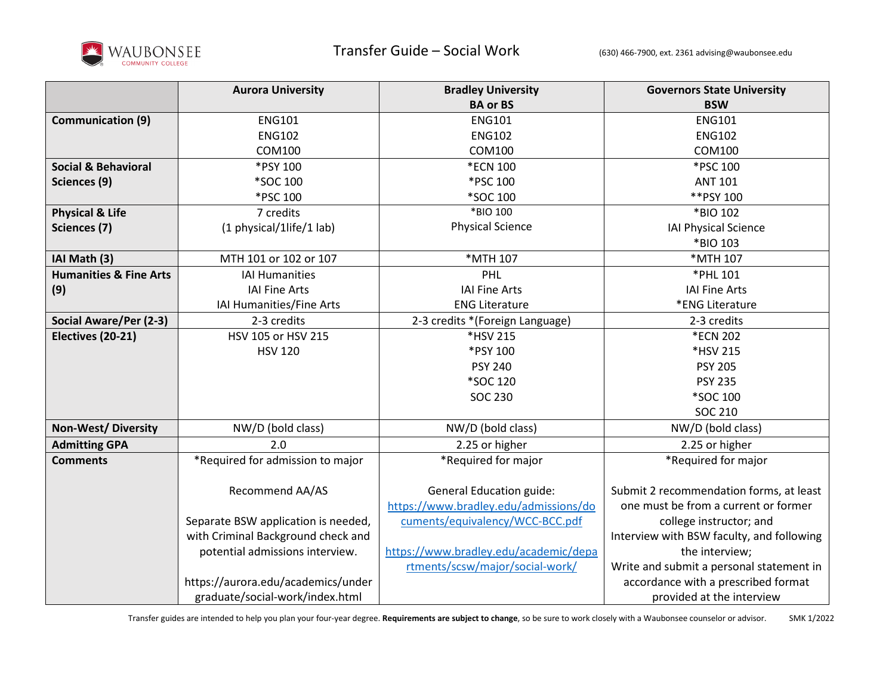# Transfer Guide – Social Work

(630) 466-7900, ext. 2361 advising@waubonsee.edu

| | Aurora University | Bradley University BA or BS | Governors State University BSW |
|---|---|---|---|
| **Communication (9)** | ENG101<br>ENG102<br>COM100 | ENG101<br>ENG102<br>COM100 | ENG101<br>ENG102<br>COM100 |
| **Social & Behavioral Sciences (9)** | *PSY 100<br>*SOC 100<br>*PSC 100 | *ECN 100<br>*PSC 100<br>*SOC 100 | *PSC 100<br>ANT 101<br>**PSY 100 |
| **Physical & Life Sciences (7)** | 7 credits<br>(1 physical/1life/1 lab) | *BIO 100<br>Physical Science | *BIO 102<br>IAI Physical Science<br>*BIO 103 |
| **IAI Math (3)** | MTH 101 or 102 or 107 | *MTH 107 | *MTH 107 |
| **Humanities & Fine Arts (9)** | IAI Humanities<br>IAI Fine Arts<br>IAI Humanities/Fine Arts | PHL<br>IAI Fine Arts<br>ENG Literature | *PHL 101<br>IAI Fine Arts<br>*ENG Literature |
| **Social Aware/Per (2-3)** | 2-3 credits | 2-3 credits *(Foreign Language) | 2-3 credits |
| **Electives (20-21)** | HSV 105 or HSV 215<br>HSV 120 | *HSV 215<br>*PSY 100<br>PSY 240<br>*SOC 120<br>SOC 230 | *ECN 202<br>*HSV 215<br>PSY 205<br>PSY 235<br>*SOC 100<br>SOC 210 |
| **Non-West/ Diversity** | NW/D (bold class) | NW/D (bold class) | NW/D (bold class) |
| **Admitting GPA** | 2.0 | 2.25 or higher | 2.25 or higher |
| **Comments** | *Required for admission to major<br><br>Recommend AA/AS<br><br>Separate BSW application is needed, with Criminal Background check and potential admissions interview.<br><br>https://aurora.edu/academics/undergraduate/social-work/index.html | *Required for major<br><br>General Education guide:<br>https://www.bradley.edu/admissions/documents/equivalency/WCC-BCC.pdf<br><br>https://www.bradley.edu/academic/departments/scsw/major/social-work/ | *Required for major<br><br>Submit 2 recommendation forms, at least one must be from a current or former college instructor; and<br>Interview with BSW faculty, and following the interview;<br>Write and submit a personal statement in accordance with a prescribed format provided at the interview |

Transfer guides are intended to help you plan your four-year degree. **Requirements are subject to change**, so be sure to work closely with a Waubonsee counselor or advisor. SMK 1/2022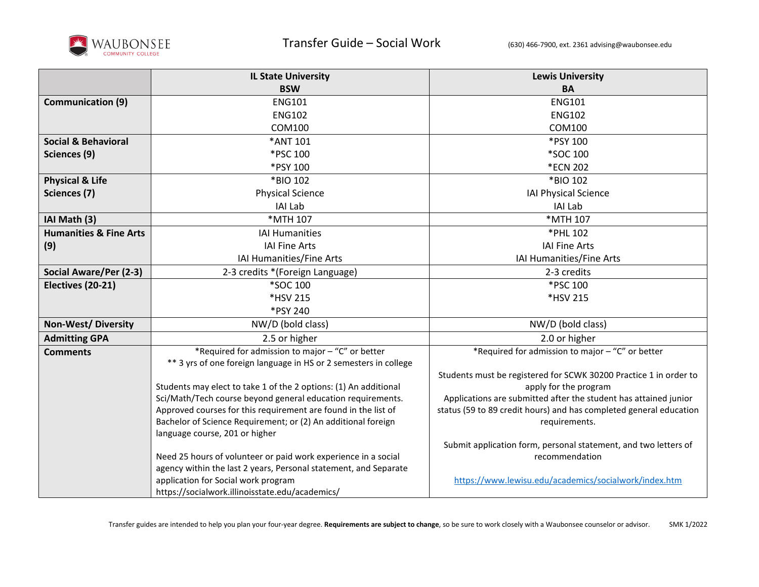# Transfer Guide – Social Work

(630) 466-7900, ext. 2361 advising@waubonsee.edu

| | IL State University<br>BSW | Lewis University<br>BA |
|---|---|---|
| **Communication (9)** | ENG101<br>ENG102<br>COM100 | ENG101<br>ENG102<br>COM100 |
| **Social & Behavioral Sciences (9)** | *ANT 101<br>*PSC 100<br>*PSY 100 | *PSY 100<br>*SOC 100<br>*ECN 202 |
| **Physical & Life Sciences (7)** | *BIO 102<br>Physical Science<br>IAI Lab | *BIO 102<br>IAI Physical Science<br>IAI Lab |
| **IAI Math (3)** | *MTH 107 | *MTH 107 |
| **Humanities & Fine Arts (9)** | IAI Humanities<br>IAI Fine Arts<br>IAI Humanities/Fine Arts | *PHL 102<br>IAI Fine Arts<br>IAI Humanities/Fine Arts |
| **Social Aware/Per (2-3)** | 2-3 credits *(Foreign Language) | 2-3 credits |
| **Electives (20-21)** | *SOC 100<br>*HSV 215<br>*PSY 240 | *PSC 100<br>*HSV 215 |
| **Non-West/ Diversity** | NW/D (bold class) | NW/D (bold class) |
| **Admitting GPA** | 2.5 or higher | 2.0 or higher |
| **Comments** | *Required for admission to major – "C" or better<br>** 3 yrs of one foreign language in HS or 2 semesters in college<br><br>Students may elect to take 1 of the 2 options: (1) An additional Sci/Math/Tech course beyond general education requirements. Approved courses for this requirement are found in the list of Bachelor of Science Requirement; or (2) An additional foreign language course, 201 or higher<br><br>Need 25 hours of volunteer or paid work experience in a social agency within the last 2 years, Personal statement, and Separate application for Social work program<br>https://socialwork.illinoisstate.edu/academics/ | *Required for admission to major – "C" or better<br><br>Students must be registered for SCWK 30200 Practice 1 in order to apply for the program<br>Applications are submitted after the student has attained junior status (59 to 89 credit hours) and has completed general education requirements.<br><br>Submit application form, personal statement, and two letters of recommendation<br><br>https://www.lewisu.edu/academics/socialwork/index.htm |

Transfer guides are intended to help you plan your four-year degree. **Requirements are subject to change**, so be sure to work closely with a Waubonsee counselor or advisor. SMK 1/2022